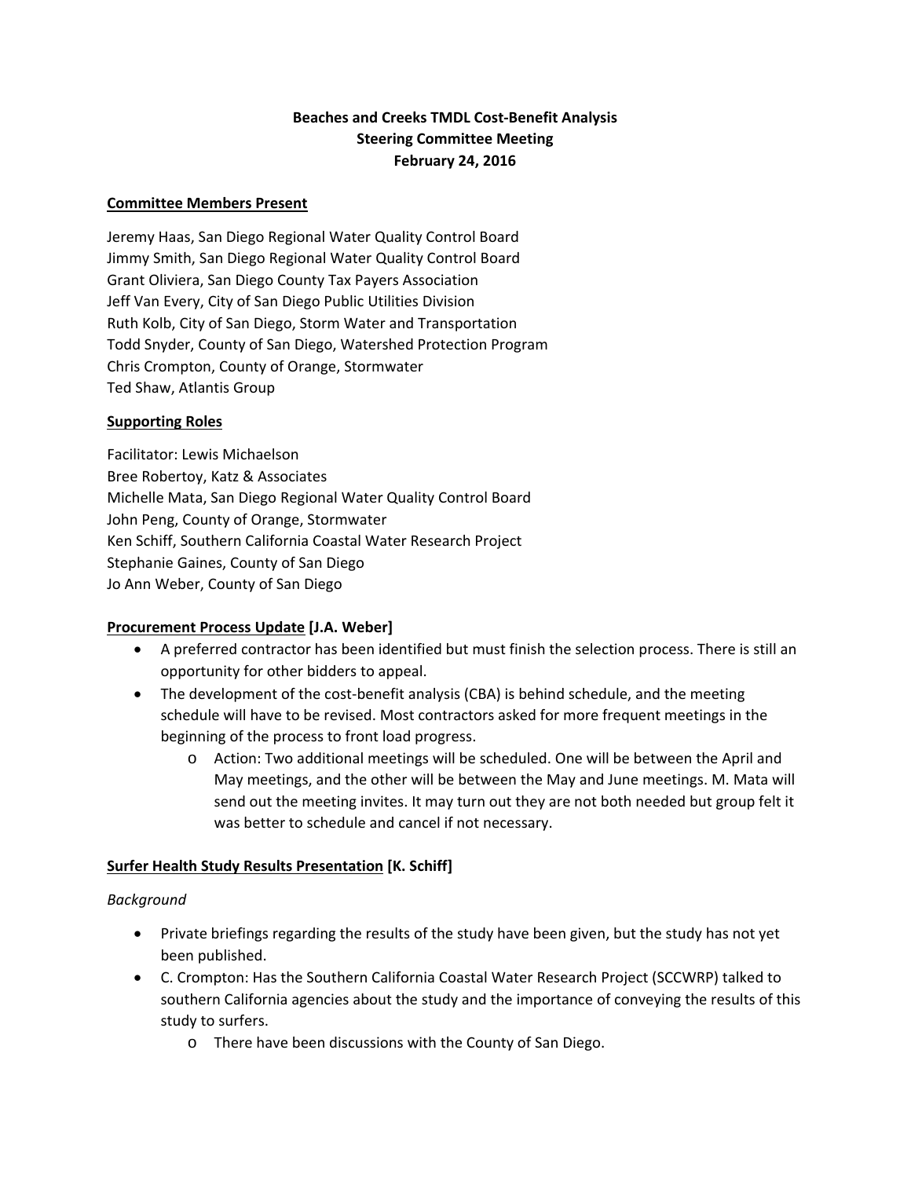# Beaches and Creeks TMDL Cost-Benefit Analysis
## Steering Committee Meeting
## February 24, 2016

**Committee Members Present**

Jeremy Haas, San Diego Regional Water Quality Control Board
Jimmy Smith, San Diego Regional Water Quality Control Board
Grant Oliviera, San Diego County Tax Payers Association
Jeff Van Every, City of San Diego Public Utilities Division
Ruth Kolb, City of San Diego, Storm Water and Transportation
Todd Snyder, County of San Diego, Watershed Protection Program
Chris Crompton, County of Orange, Stormwater
Ted Shaw, Atlantis Group

**Supporting Roles**

Facilitator: Lewis Michaelson
Bree Robertoy, Katz & Associates
Michelle Mata, San Diego Regional Water Quality Control Board
John Peng, County of Orange, Stormwater
Ken Schiff, Southern California Coastal Water Research Project
Stephanie Gaines, County of San Diego
Jo Ann Weber, County of San Diego

**Procurement Process Update [J.A. Weber]**

- A preferred contractor has been identified but must finish the selection process. There is still an opportunity for other bidders to appeal.
- The development of the cost-benefit analysis (CBA) is behind schedule, and the meeting schedule will have to be revised. Most contractors asked for more frequent meetings in the beginning of the process to front load progress.
    - Action: Two additional meetings will be scheduled. One will be between the April and May meetings, and the other will be between the May and June meetings. M. Mata will send out the meeting invites. It may turn out they are not both needed but group felt it was better to schedule and cancel if not necessary.

**Surfer Health Study Results Presentation [K. Schiff]**

*Background*

- Private briefings regarding the results of the study have been given, but the study has not yet been published.
- C. Crompton: Has the Southern California Coastal Water Research Project (SCCWRP) talked to southern California agencies about the study and the importance of conveying the results of this study to surfers.
    - There have been discussions with the County of San Diego.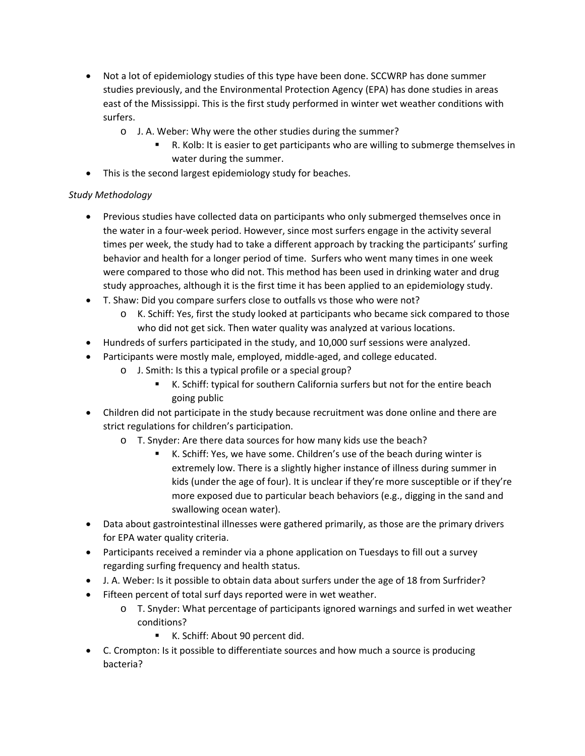- Not a lot of epidemiology studies of this type have been done. SCCWRP has done summer studies previously, and the Environmental Protection Agency (EPA) has done studies in areas east of the Mississippi. This is the first study performed in winter wet weather conditions with surfers.
  - J. A. Weber: Why were the other studies during the summer?
    - R. Kolb: It is easier to get participants who are willing to submerge themselves in water during the summer.
- This is the second largest epidemiology study for beaches.

*Study Methodology*

- Previous studies have collected data on participants who only submerged themselves once in the water in a four-week period. However, since most surfers engage in the activity several times per week, the study had to take a different approach by tracking the participants' surfing behavior and health for a longer period of time. Surfers who went many times in one week were compared to those who did not. This method has been used in drinking water and drug study approaches, although it is the first time it has been applied to an epidemiology study.
- T. Shaw: Did you compare surfers close to outfalls vs those who were not?
  - K. Schiff: Yes, first the study looked at participants who became sick compared to those who did not get sick. Then water quality was analyzed at various locations.
- Hundreds of surfers participated in the study, and 10,000 surf sessions were analyzed.
- Participants were mostly male, employed, middle-aged, and college educated.
  - J. Smith: Is this a typical profile or a special group?
    - K. Schiff: typical for southern California surfers but not for the entire beach going public
- Children did not participate in the study because recruitment was done online and there are strict regulations for children's participation.
  - T. Snyder: Are there data sources for how many kids use the beach?
    - K. Schiff: Yes, we have some. Children's use of the beach during winter is extremely low. There is a slightly higher instance of illness during summer in kids (under the age of four). It is unclear if they're more susceptible or if they're more exposed due to particular beach behaviors (e.g., digging in the sand and swallowing ocean water).
- Data about gastrointestinal illnesses were gathered primarily, as those are the primary drivers for EPA water quality criteria.
- Participants received a reminder via a phone application on Tuesdays to fill out a survey regarding surfing frequency and health status.
- J. A. Weber: Is it possible to obtain data about surfers under the age of 18 from Surfrider?
- Fifteen percent of total surf days reported were in wet weather.
  - T. Snyder: What percentage of participants ignored warnings and surfed in wet weather conditions?
    - K. Schiff: About 90 percent did.
- C. Crompton: Is it possible to differentiate sources and how much a source is producing bacteria?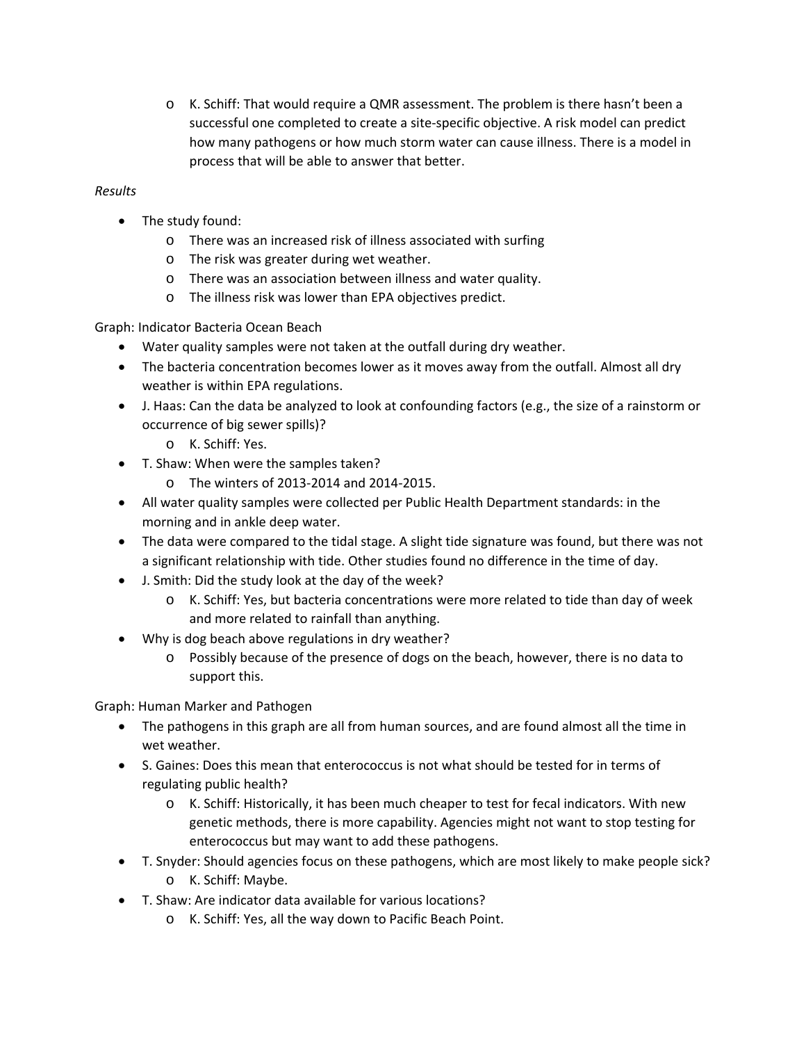- K. Schiff: That would require a QMR assessment. The problem is there hasn't been a successful one completed to create a site-specific objective. A risk model can predict how many pathogens or how much storm water can cause illness. There is a model in process that will be able to answer that better.

*Results*

- The study found:
  - There was an increased risk of illness associated with surfing
  - The risk was greater during wet weather.
  - There was an association between illness and water quality.
  - The illness risk was lower than EPA objectives predict.

Graph: Indicator Bacteria Ocean Beach

- Water quality samples were not taken at the outfall during dry weather.
- The bacteria concentration becomes lower as it moves away from the outfall. Almost all dry weather is within EPA regulations.
- J. Haas: Can the data be analyzed to look at confounding factors (e.g., the size of a rainstorm or occurrence of big sewer spills)?
  - K. Schiff: Yes.
- T. Shaw: When were the samples taken?
  - The winters of 2013-2014 and 2014-2015.
- All water quality samples were collected per Public Health Department standards: in the morning and in ankle deep water.
- The data were compared to the tidal stage. A slight tide signature was found, but there was not a significant relationship with tide. Other studies found no difference in the time of day.
- J. Smith: Did the study look at the day of the week?
  - K. Schiff: Yes, but bacteria concentrations were more related to tide than day of week and more related to rainfall than anything.
- Why is dog beach above regulations in dry weather?
  - Possibly because of the presence of dogs on the beach, however, there is no data to support this.

Graph: Human Marker and Pathogen

- The pathogens in this graph are all from human sources, and are found almost all the time in wet weather.
- S. Gaines: Does this mean that enterococcus is not what should be tested for in terms of regulating public health?
  - K. Schiff: Historically, it has been much cheaper to test for fecal indicators. With new genetic methods, there is more capability. Agencies might not want to stop testing for enterococcus but may want to add these pathogens.
- T. Snyder: Should agencies focus on these pathogens, which are most likely to make people sick?
  - K. Schiff: Maybe.
- T. Shaw: Are indicator data available for various locations?
  - K. Schiff: Yes, all the way down to Pacific Beach Point.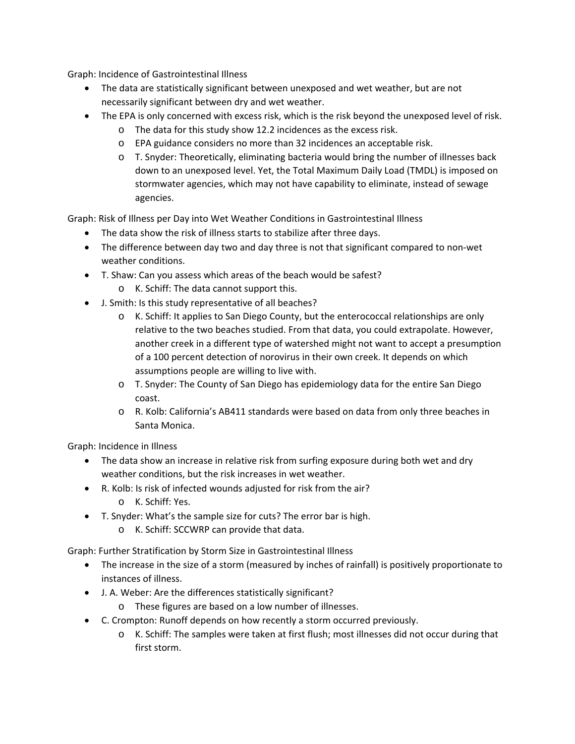Graph: Incidence of Gastrointestinal Illness

- The data are statistically significant between unexposed and wet weather, but are not necessarily significant between dry and wet weather.
- The EPA is only concerned with excess risk, which is the risk beyond the unexposed level of risk.
    - The data for this study show 12.2 incidences as the excess risk.
    - EPA guidance considers no more than 32 incidences an acceptable risk.
    - T. Snyder: Theoretically, eliminating bacteria would bring the number of illnesses back down to an unexposed level. Yet, the Total Maximum Daily Load (TMDL) is imposed on stormwater agencies, which may not have capability to eliminate, instead of sewage agencies.

Graph: Risk of Illness per Day into Wet Weather Conditions in Gastrointestinal Illness

- The data show the risk of illness starts to stabilize after three days.
- The difference between day two and day three is not that significant compared to non-wet weather conditions.
- T. Shaw: Can you assess which areas of the beach would be safest?
    - K. Schiff: The data cannot support this.
- J. Smith: Is this study representative of all beaches?
    - K. Schiff: It applies to San Diego County, but the enterococcal relationships are only relative to the two beaches studied. From that data, you could extrapolate. However, another creek in a different type of watershed might not want to accept a presumption of a 100 percent detection of norovirus in their own creek. It depends on which assumptions people are willing to live with.
    - T. Snyder: The County of San Diego has epidemiology data for the entire San Diego coast.
    - R. Kolb: California's AB411 standards were based on data from only three beaches in Santa Monica.

Graph: Incidence in Illness

- The data show an increase in relative risk from surfing exposure during both wet and dry weather conditions, but the risk increases in wet weather.
- R. Kolb: Is risk of infected wounds adjusted for risk from the air?
    - K. Schiff: Yes.
- T. Snyder: What's the sample size for cuts? The error bar is high.
    - K. Schiff: SCCWRP can provide that data.

Graph: Further Stratification by Storm Size in Gastrointestinal Illness

- The increase in the size of a storm (measured by inches of rainfall) is positively proportionate to instances of illness.
- J. A. Weber: Are the differences statistically significant?
    - These figures are based on a low number of illnesses.
- C. Crompton: Runoff depends on how recently a storm occurred previously.
    - K. Schiff: The samples were taken at first flush; most illnesses did not occur during that first storm.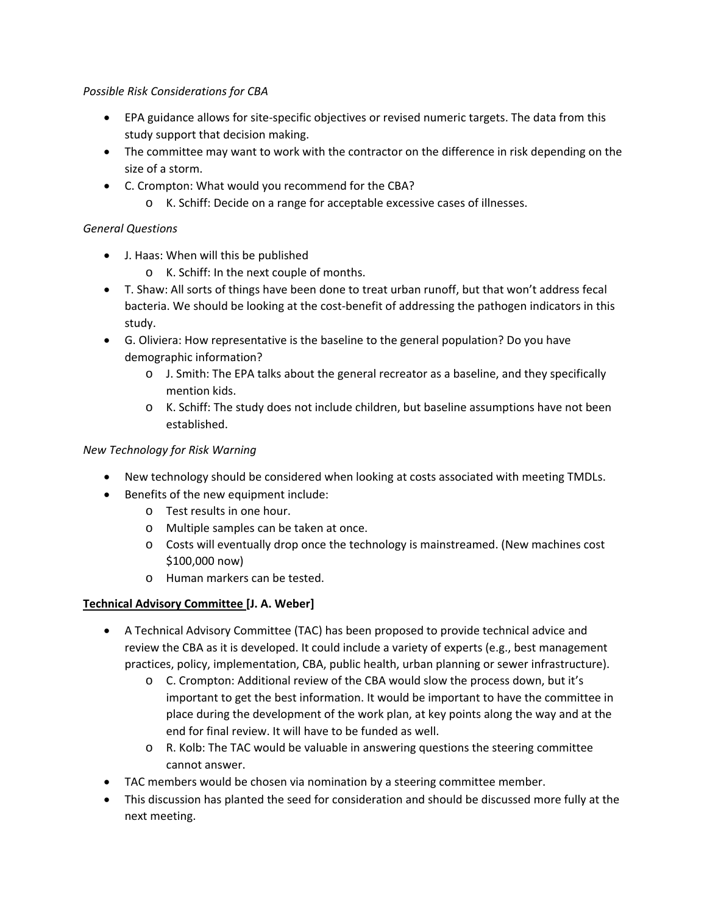*Possible Risk Considerations for CBA*

- EPA guidance allows for site-specific objectives or revised numeric targets. The data from this study support that decision making.
- The committee may want to work with the contractor on the difference in risk depending on the size of a storm.
- C. Crompton: What would you recommend for the CBA?
  - K. Schiff: Decide on a range for acceptable excessive cases of illnesses.

*General Questions*

- J. Haas: When will this be published
  - K. Schiff: In the next couple of months.
- T. Shaw: All sorts of things have been done to treat urban runoff, but that won't address fecal bacteria. We should be looking at the cost-benefit of addressing the pathogen indicators in this study.
- G. Oliviera: How representative is the baseline to the general population? Do you have demographic information?
  - J. Smith: The EPA talks about the general recreator as a baseline, and they specifically mention kids.
  - K. Schiff: The study does not include children, but baseline assumptions have not been established.

*New Technology for Risk Warning*

- New technology should be considered when looking at costs associated with meeting TMDLs.
- Benefits of the new equipment include:
  - Test results in one hour.
  - Multiple samples can be taken at once.
  - Costs will eventually drop once the technology is mainstreamed. (New machines cost $100,000 now)
  - Human markers can be tested.

**<u>Technical Advisory Committee</u> [J. A. Weber]**

- A Technical Advisory Committee (TAC) has been proposed to provide technical advice and review the CBA as it is developed. It could include a variety of experts (e.g., best management practices, policy, implementation, CBA, public health, urban planning or sewer infrastructure).
  - C. Crompton: Additional review of the CBA would slow the process down, but it's important to get the best information. It would be important to have the committee in place during the development of the work plan, at key points along the way and at the end for final review. It will have to be funded as well.
  - R. Kolb: The TAC would be valuable in answering questions the steering committee cannot answer.
- TAC members would be chosen via nomination by a steering committee member.
- This discussion has planted the seed for consideration and should be discussed more fully at the next meeting.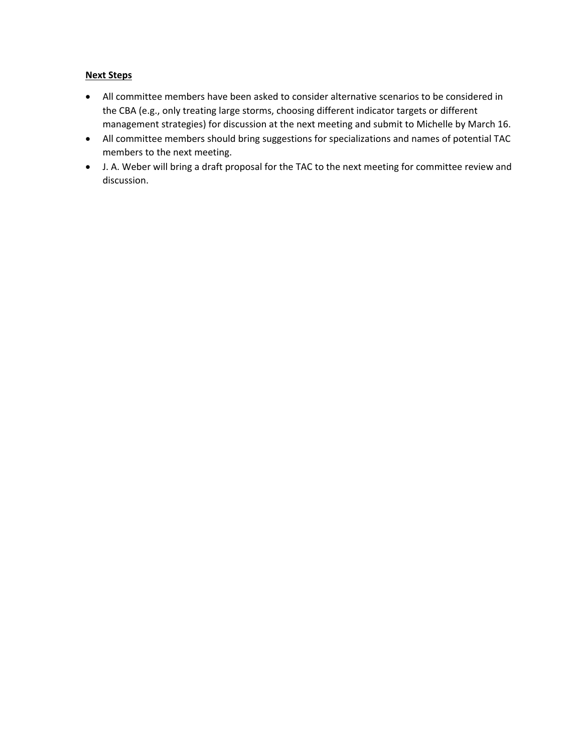**Next Steps**

- All committee members have been asked to consider alternative scenarios to be considered in the CBA (e.g., only treating large storms, choosing different indicator targets or different management strategies) for discussion at the next meeting and submit to Michelle by March 16.
- All committee members should bring suggestions for specializations and names of potential TAC members to the next meeting.
- J. A. Weber will bring a draft proposal for the TAC to the next meeting for committee review and discussion.